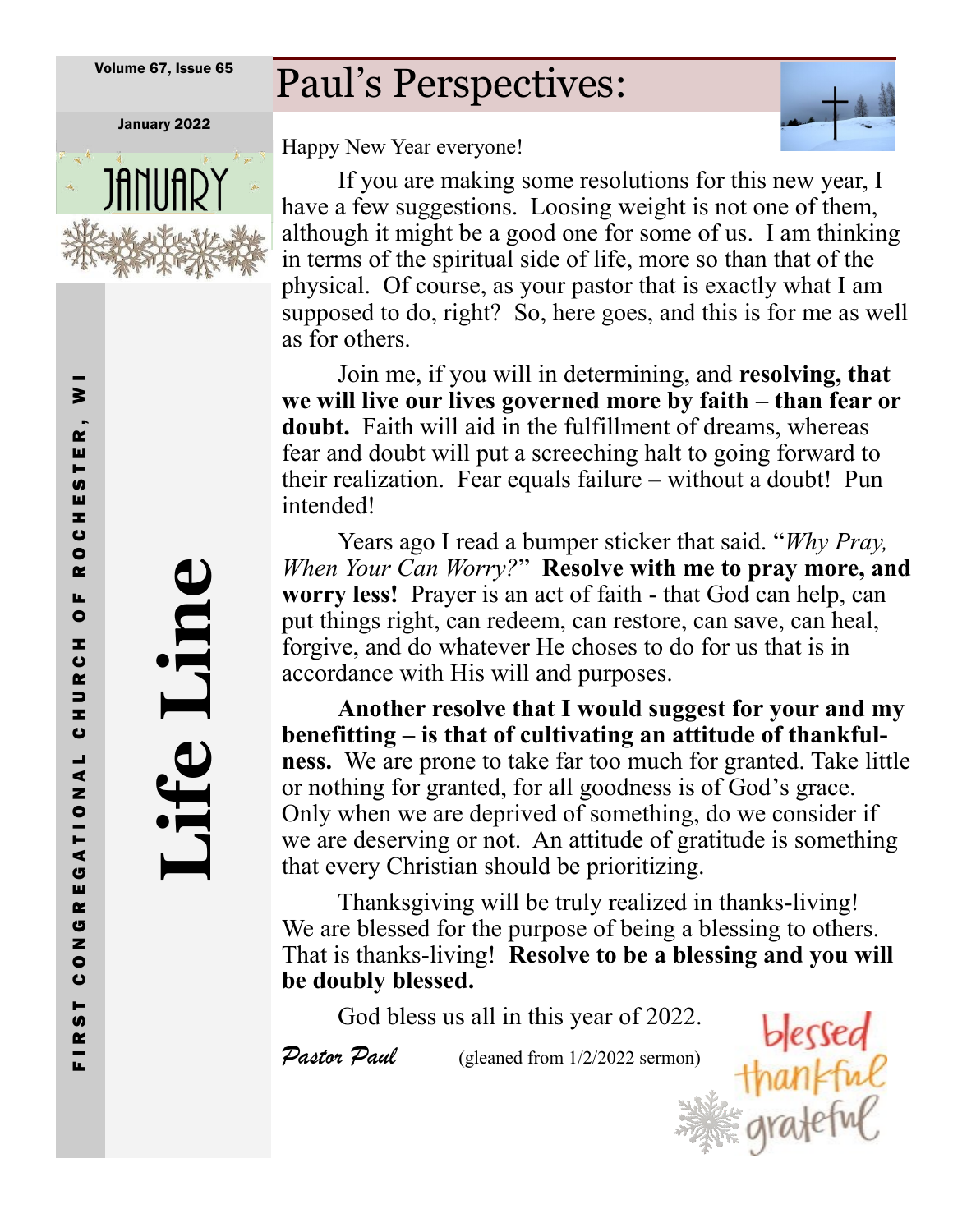Volume 67, Issue 65

January 2022

JANUARY

# Life Line

FIRST CONGREGATIONAL CHURCH OF ROCHESTER, WI

## Paul's Perspectives:

Happy New Year everyone!

If you are making some resolutions for this new year, I have a few suggestions. Loosing weight is not one of them, although it might be a good one for some of us. I am thinking in terms of the spiritual side of life, more so than that of the physical. Of course, as your pastor that is exactly what I am supposed to do, right? So, here goes, and this is for me as well as for others.

Join me, if you will in determining, and **resolving, that we will live our lives governed more by faith – than fear or doubt.** Faith will aid in the fulfillment of dreams, whereas fear and doubt will put a screeching halt to going forward to their realization. Fear equals failure – without a doubt! Pun intended!

Years ago I read a bumper sticker that said. "*Why Pray, When Your Can Worry?*" **Resolve with me to pray more, and worry less!** Prayer is an act of faith - that God can help, can put things right, can redeem, can restore, can save, can heal, forgive, and do whatever He choses to do for us that is in accordance with His will and purposes.

**Another resolve that I would suggest for your and my benefitting – is that of cultivating an attitude of thankfulness.** We are prone to take far too much for granted. Take little or nothing for granted, for all goodness is of God's grace. Only when we are deprived of something, do we consider if we are deserving or not. An attitude of gratitude is something that every Christian should be prioritizing.

Thanksgiving will be truly realized in thanks-living! We are blessed for the purpose of being a blessing to others. That is thanks-living! **Resolve to be a blessing and you will be doubly blessed.**

God bless us all in this year of 2022.

*Pastor Paul* (gleaned from 1/2/2022 sermon)

blessed thankful grateful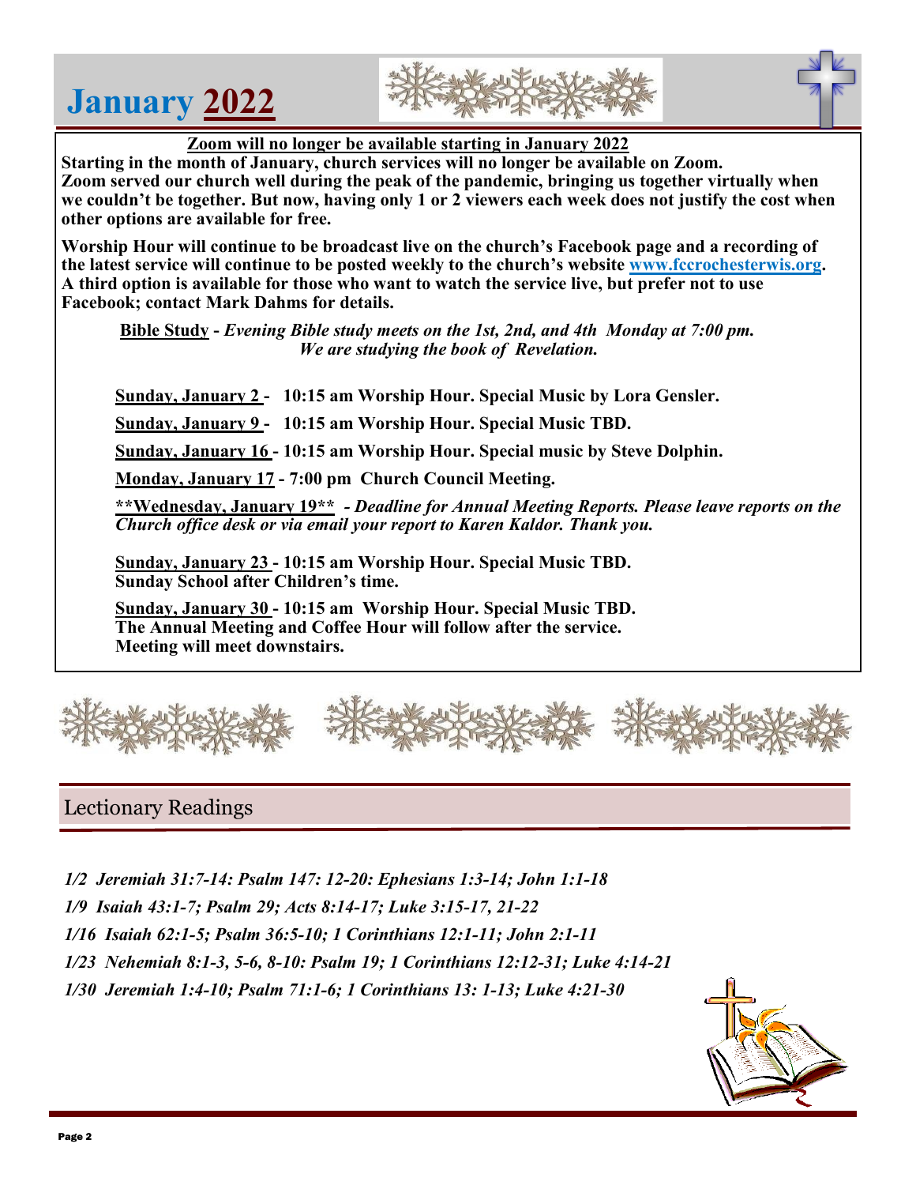# January 2022

**Zoom will no longer be available starting in January 2022**

**Starting in the month of January, church services will no longer be available on Zoom. Zoom served our church well during the peak of the pandemic, bringing us together virtually when we couldn't be together. But now, having only 1 or 2 viewers each week does not justify the cost when other options are available for free.**

**Worship Hour will continue to be broadcast live on the church's Facebook page and a recording of the latest service will continue to be posted weekly to the church's website www.fccrochesterwis.org. A third option is available for those who want to watch the service live, but prefer not to use Facebook; contact Mark Dahms for details.**

**Bible Study** - ***Evening Bible study meets on the 1st, 2nd, and 4th Monday at 7:00 pm. We are studying the book of Revelation.***

**Sunday, January 2 - 10:15 am Worship Hour. Special Music by Lora Gensler.**

**Sunday, January 9 - 10:15 am Worship Hour. Special Music TBD.**

**Sunday, January 16 - 10:15 am Worship Hour. Special music by Steve Dolphin.**

**Monday, January 17 - 7:00 pm Church Council Meeting.**

****Wednesday, January 19**** - ***Deadline for Annual Meeting Reports. Please leave reports on the Church office desk or via email your report to Karen Kaldor. Thank you.***

**Sunday, January 23 - 10:15 am Worship Hour. Special Music TBD.**
**Sunday School after Children's time.**

**Sunday, January 30 - 10:15 am Worship Hour. Special Music TBD.**
**The Annual Meeting and Coffee Hour will follow after the service.**
**Meeting will meet downstairs.**

## Lectionary Readings

*1/2 Jeremiah 31:7-14: Psalm 147: 12-20: Ephesians 1:3-14; John 1:1-18*

*1/9 Isaiah 43:1-7; Psalm 29; Acts 8:14-17; Luke 3:15-17, 21-22*

*1/16 Isaiah 62:1-5; Psalm 36:5-10; 1 Corinthians 12:1-11; John 2:1-11*

*1/23 Nehemiah 8:1-3, 5-6, 8-10: Psalm 19; 1 Corinthians 12:12-31; Luke 4:14-21*

*1/30 Jeremiah 1:4-10; Psalm 71:1-6; 1 Corinthians 13: 1-13; Luke 4:21-30*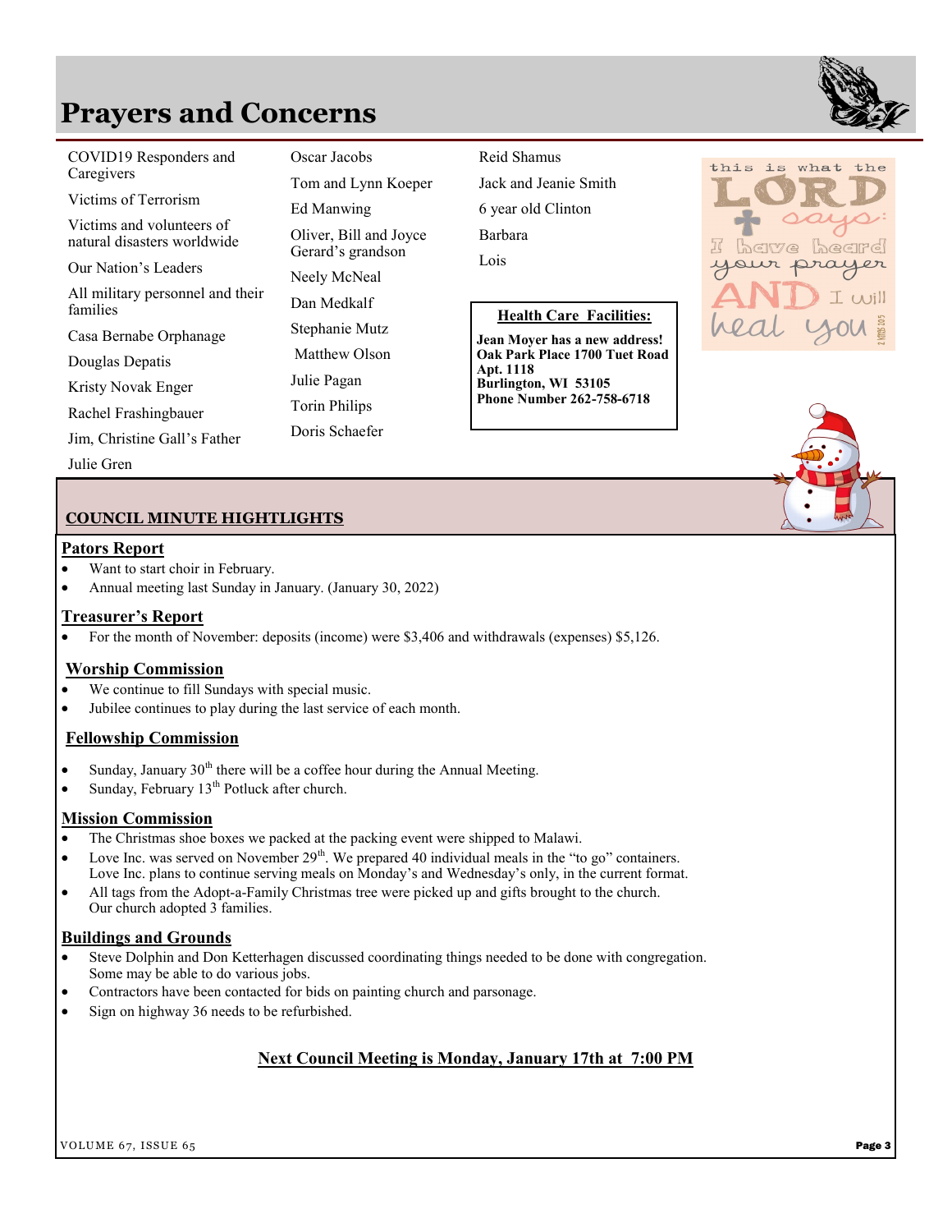# Prayers and Concerns

COVID19 Responders and Caregivers

Victims of Terrorism

Victims and volunteers of natural disasters worldwide

Our Nation's Leaders

All military personnel and their families

Casa Bernabe Orphanage

Douglas Depatis

Kristy Novak Enger

Rachel Frashingbauer

Jim, Christine Gall's Father

Julie Gren

Oscar Jacobs

Tom and Lynn Koeper

Ed Manwing

Oliver, Bill and Joyce Gerard's grandson

Neely McNeal

Dan Medkalf

Stephanie Mutz

Matthew Olson

Julie Pagan

Torin Philips

Doris Schaefer

Reid Shamus

Jack and Jeanie Smith

6 year old Clinton

Barbara

Lois

**Health Care Facilities:**

**Jean Moyer has a new address!**
**Oak Park Place 1700 Tuet Road Apt. 1118**
**Burlington, WI 53105**
**Phone Number 262-758-6718**

this is what the LORD says: I have heard your prayer AND I will heal you

2 Kings 20:5

## COUNCIL MINUTE HIGHTLIGHTS

### Pators Report

- Want to start choir in February.
- Annual meeting last Sunday in January. (January 30, 2022)

### Treasurer's Report

- For the month of November: deposits (income) were $3,406 and withdrawals (expenses) $5,126.

### Worship Commission

- We continue to fill Sundays with special music.
- Jubilee continues to play during the last service of each month.

### Fellowship Commission

- Sunday, January 30th there will be a coffee hour during the Annual Meeting.
- Sunday, February 13th Potluck after church.

### Mission Commission

- The Christmas shoe boxes we packed at the packing event were shipped to Malawi.
- Love Inc. was served on November 29th. We prepared 40 individual meals in the "to go" containers. Love Inc. plans to continue serving meals on Monday's and Wednesday's only, in the current format.
- All tags from the Adopt-a-Family Christmas tree were picked up and gifts brought to the church. Our church adopted 3 families.

### Buildings and Grounds

- Steve Dolphin and Don Ketterhagen discussed coordinating things needed to be done with congregation. Some may be able to do various jobs.
- Contractors have been contacted for bids on painting church and parsonage.
- Sign on highway 36 needs to be refurbished.

**Next Council Meeting is Monday, January 17th at 7:00 PM**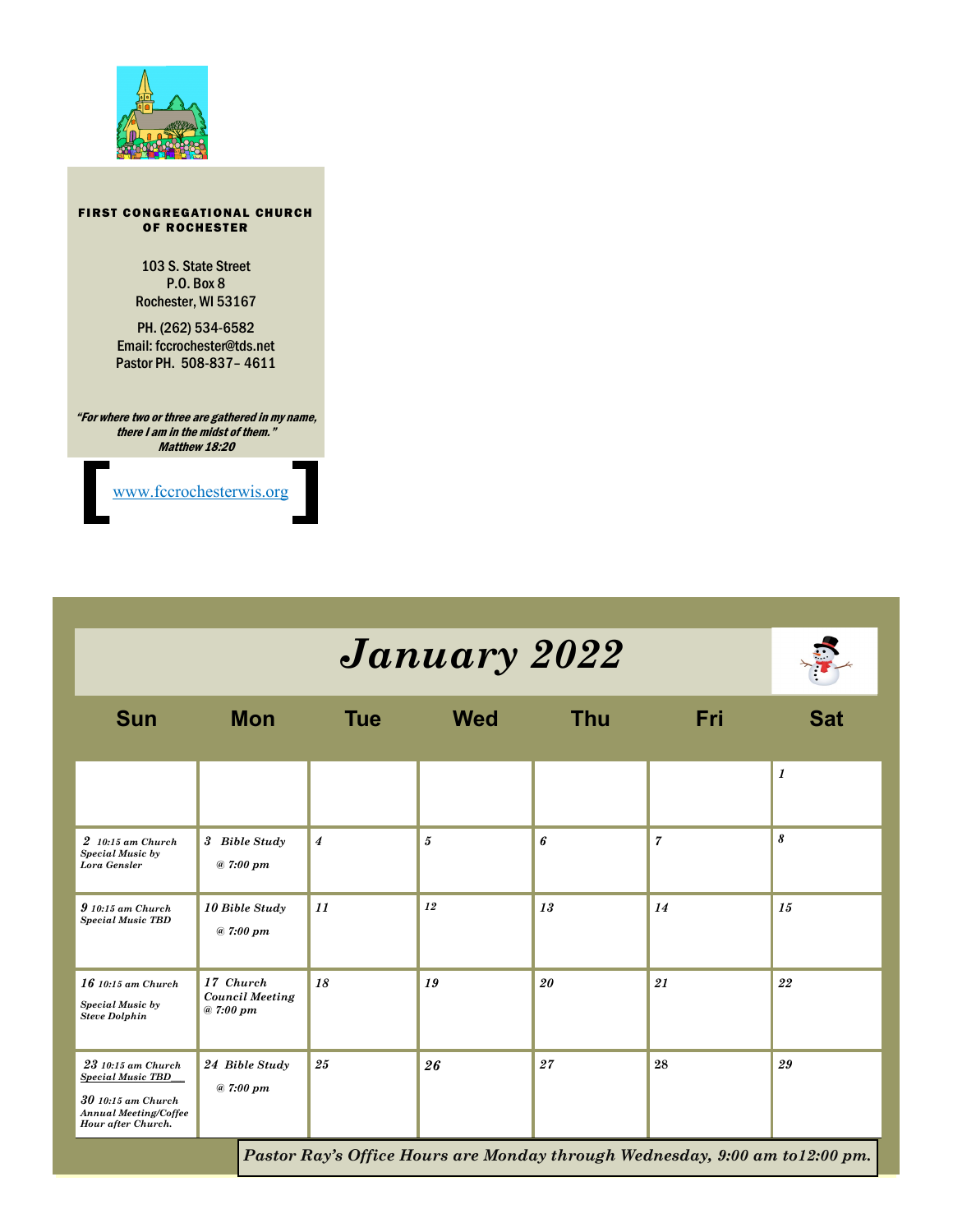**FIRST CONGREGATIONAL CHURCH OF ROCHESTER**

103 S. State Street
P.O. Box 8
Rochester, WI 53167

PH. (262) 534-6582
Email: fccrochester@tds.net
Pastor PH. 508-837– 4611

*"For where two or three are gathered in my name, there I am in the midst of them." Matthew 18:20*

[ www.fccrochesterwis.org ]

# January 2022

| Sun | Mon | Tue | Wed | Thu | Fri | Sat |
|---|---|---|---|---|---|---|
| | | | | | | *1* |
| *2 10:15 am Church Special Music by Lora Gensler* | *3 Bible Study @ 7:00 pm* | *4* | *5* | *6* | *7* | *8* |
| *9 10:15 am Church Special Music TBD* | *10 Bible Study @ 7:00 pm* | *11* | *12* | *13* | *14* | *15* |
| *16 10:15 am Church Special Music by Steve Dolphin* | *17 Church Council Meeting @ 7:00 pm* | *18* | *19* | *20* | *21* | *22* |
| *23 10:15 am Church Special Music TBD___ 30 10:15 am Church Annual Meeting/Coffee Hour after Church.* | *24 Bible Study @ 7:00 pm* | *25* | *26* | *27* | 28 | *29* |

***Pastor Ray's Office Hours are Monday through Wednesday, 9:00 am to12:00 pm.***